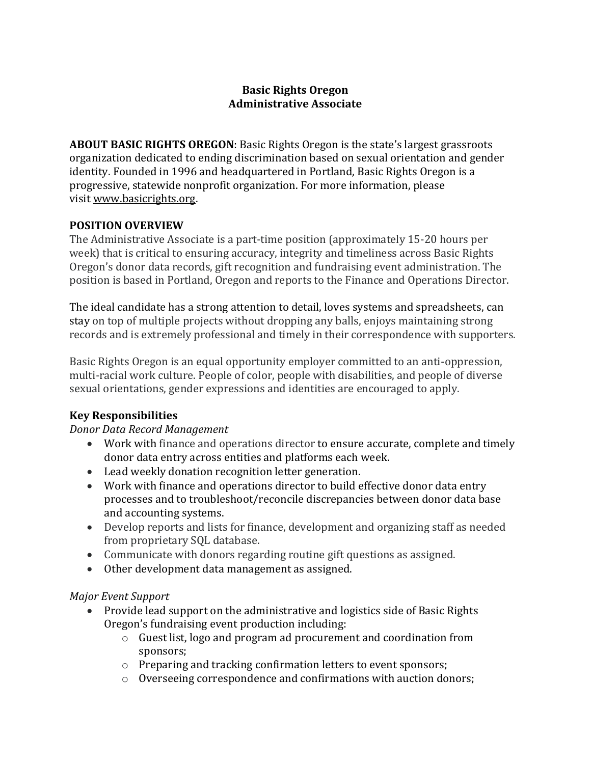# Basic Rights Oregon
## Administrative Associate

**ABOUT BASIC RIGHTS OREGON**: Basic Rights Oregon is the state's largest grassroots organization dedicated to ending discrimination based on sexual orientation and gender identity. Founded in 1996 and headquartered in Portland, Basic Rights Oregon is a progressive, statewide nonprofit organization. For more information, please visit www.basicrights.org.

**POSITION OVERVIEW**

The Administrative Associate is a part-time position (approximately 15-20 hours per week) that is critical to ensuring accuracy, integrity and timeliness across Basic Rights Oregon's donor data records, gift recognition and fundraising event administration. The position is based in Portland, Oregon and reports to the Finance and Operations Director.

The ideal candidate has a strong attention to detail, loves systems and spreadsheets, can stay on top of multiple projects without dropping any balls, enjoys maintaining strong records and is extremely professional and timely in their correspondence with supporters.

Basic Rights Oregon is an equal opportunity employer committed to an anti-oppression, multi-racial work culture. People of color, people with disabilities, and people of diverse sexual orientations, gender expressions and identities are encouraged to apply.

### Key Responsibilities

*Donor Data Record Management*

- Work with finance and operations director to ensure accurate, complete and timely donor data entry across entities and platforms each week.
- Lead weekly donation recognition letter generation.
- Work with finance and operations director to build effective donor data entry processes and to troubleshoot/reconcile discrepancies between donor data base and accounting systems.
- Develop reports and lists for finance, development and organizing staff as needed from proprietary SQL database.
- Communicate with donors regarding routine gift questions as assigned.
- Other development data management as assigned.

*Major Event Support*

- Provide lead support on the administrative and logistics side of Basic Rights Oregon's fundraising event production including:
  - Guest list, logo and program ad procurement and coordination from sponsors;
  - Preparing and tracking confirmation letters to event sponsors;
  - Overseeing correspondence and confirmations with auction donors;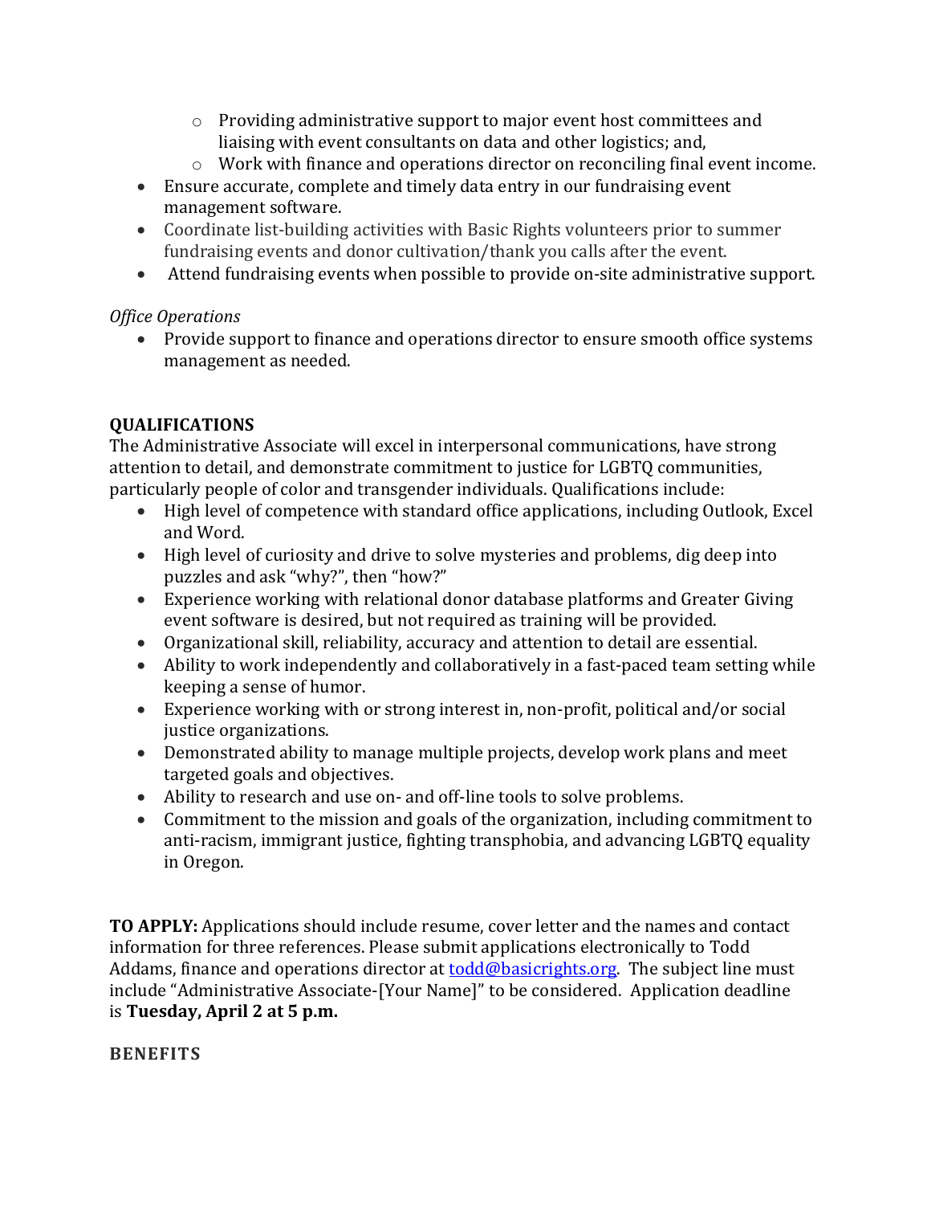- Providing administrative support to major event host committees and liaising with event consultants on data and other logistics; and,
    - Work with finance and operations director on reconciling final event income.
- Ensure accurate, complete and timely data entry in our fundraising event management software.
- Coordinate list-building activities with Basic Rights volunteers prior to summer fundraising events and donor cultivation/thank you calls after the event.
- Attend fundraising events when possible to provide on-site administrative support.

*Office Operations*

- Provide support to finance and operations director to ensure smooth office systems management as needed.

**QUALIFICATIONS**

The Administrative Associate will excel in interpersonal communications, have strong attention to detail, and demonstrate commitment to justice for LGBTQ communities, particularly people of color and transgender individuals. Qualifications include:

- High level of competence with standard office applications, including Outlook, Excel and Word.
- High level of curiosity and drive to solve mysteries and problems, dig deep into puzzles and ask "why?", then "how?"
- Experience working with relational donor database platforms and Greater Giving event software is desired, but not required as training will be provided.
- Organizational skill, reliability, accuracy and attention to detail are essential.
- Ability to work independently and collaboratively in a fast-paced team setting while keeping a sense of humor.
- Experience working with or strong interest in, non-profit, political and/or social justice organizations.
- Demonstrated ability to manage multiple projects, develop work plans and meet targeted goals and objectives.
- Ability to research and use on- and off-line tools to solve problems.
- Commitment to the mission and goals of the organization, including commitment to anti-racism, immigrant justice, fighting transphobia, and advancing LGBTQ equality in Oregon.

**TO APPLY:** Applications should include resume, cover letter and the names and contact information for three references. Please submit applications electronically to Todd Addams, finance and operations director at todd@basicrights.org. The subject line must include "Administrative Associate-[Your Name]" to be considered. Application deadline is **Tuesday, April 2 at 5 p.m.**

**BENEFITS**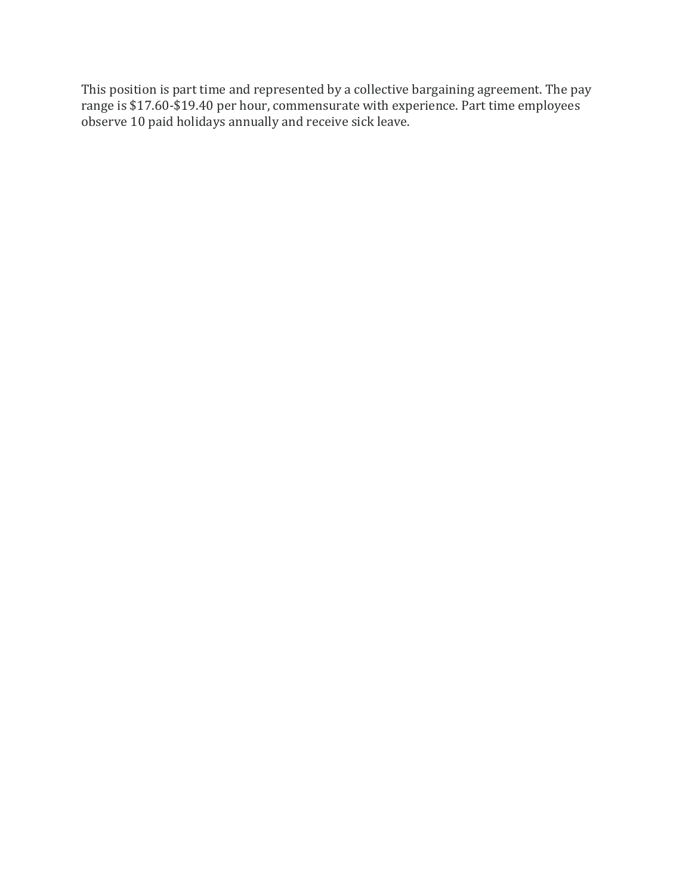This position is part time and represented by a collective bargaining agreement. The pay range is $17.60-$19.40 per hour, commensurate with experience. Part time employees observe 10 paid holidays annually and receive sick leave.